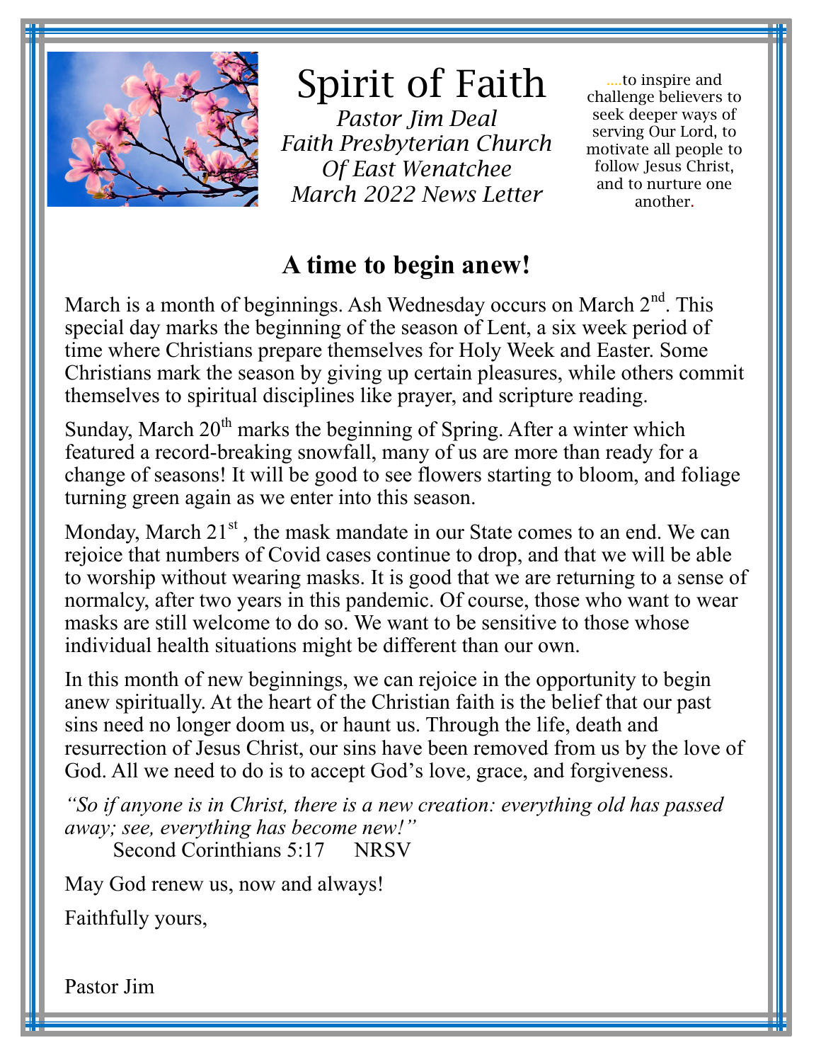# Spirit of Faith

*Pastor Jim Deal*
*Faith Presbyterian Church*
*Of East Wenatchee*
*March 2022 News Letter*

....to inspire and challenge believers to seek deeper ways of serving Our Lord, to motivate all people to follow Jesus Christ, and to nurture one another.

## A time to begin anew!

March is a month of beginnings. Ash Wednesday occurs on March 2nd. This special day marks the beginning of the season of Lent, a six week period of time where Christians prepare themselves for Holy Week and Easter. Some Christians mark the season by giving up certain pleasures, while others commit themselves to spiritual disciplines like prayer, and scripture reading.

Sunday, March 20th marks the beginning of Spring. After a winter which featured a record-breaking snowfall, many of us are more than ready for a change of seasons! It will be good to see flowers starting to bloom, and foliage turning green again as we enter into this season.

Monday, March 21st , the mask mandate in our State comes to an end. We can rejoice that numbers of Covid cases continue to drop, and that we will be able to worship without wearing masks. It is good that we are returning to a sense of normalcy, after two years in this pandemic. Of course, those who want to wear masks are still welcome to do so. We want to be sensitive to those whose individual health situations might be different than our own.

In this month of new beginnings, we can rejoice in the opportunity to begin anew spiritually. At the heart of the Christian faith is the belief that our past sins need no longer doom us, or haunt us. Through the life, death and resurrection of Jesus Christ, our sins have been removed from us by the love of God. All we need to do is to accept God's love, grace, and forgiveness.

*"So if anyone is in Christ, there is a new creation: everything old has passed away; see, everything has become new!"*
Second Corinthians 5:17 NRSV

May God renew us, now and always!

Faithfully yours,

Pastor Jim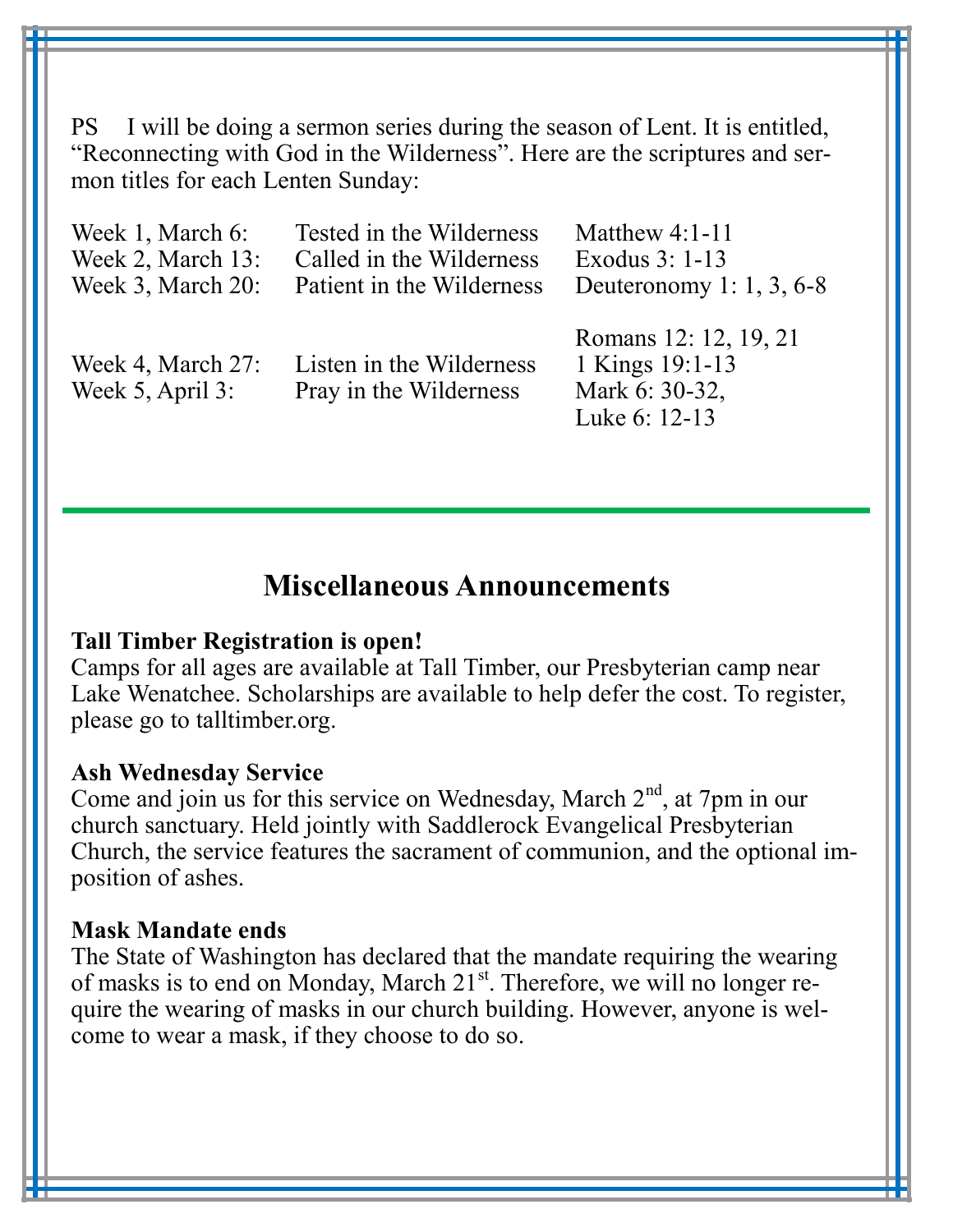PS I will be doing a sermon series during the season of Lent. It is entitled, "Reconnecting with God in the Wilderness". Here are the scriptures and sermon titles for each Lenten Sunday:

| | | |
|---|---|---|
| Week 1, March 6: | Tested in the Wilderness | Matthew 4:1-11 |
| Week 2, March 13: | Called in the Wilderness | Exodus 3: 1-13 |
| Week 3, March 20: | Patient in the Wilderness | Deuteronomy 1: 1, 3, 6-8 |
| | | Romans 12: 12, 19, 21 |
| Week 4, March 27: | Listen in the Wilderness | 1 Kings 19:1-13 |
| Week 5, April 3: | Pray in the Wilderness | Mark 6: 30-32, Luke 6: 12-13 |

---

## Miscellaneous Announcements

**Tall Timber Registration is open!**
Camps for all ages are available at Tall Timber, our Presbyterian camp near Lake Wenatchee. Scholarships are available to help defer the cost. To register, please go to talltimber.org.

**Ash Wednesday Service**
Come and join us for this service on Wednesday, March 2nd, at 7pm in our church sanctuary. Held jointly with Saddlerock Evangelical Presbyterian Church, the service features the sacrament of communion, and the optional imposition of ashes.

**Mask Mandate ends**
The State of Washington has declared that the mandate requiring the wearing of masks is to end on Monday, March 21st. Therefore, we will no longer require the wearing of masks in our church building. However, anyone is welcome to wear a mask, if they choose to do so.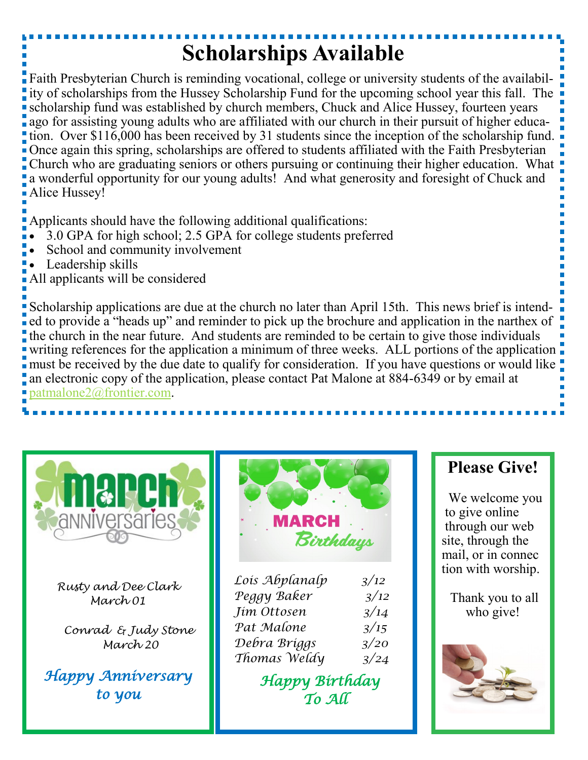# Scholarships Available

Faith Presbyterian Church is reminding vocational, college or university students of the availability of scholarships from the Hussey Scholarship Fund for the upcoming school year this fall. The scholarship fund was established by church members, Chuck and Alice Hussey, fourteen years ago for assisting young adults who are affiliated with our church in their pursuit of higher education. Over $116,000 has been received by 31 students since the inception of the scholarship fund. Once again this spring, scholarships are offered to students affiliated with the Faith Presbyterian Church who are graduating seniors or others pursuing or continuing their higher education. What a wonderful opportunity for our young adults! And what generosity and foresight of Chuck and Alice Hussey!

Applicants should have the following additional qualifications:

- 3.0 GPA for high school; 2.5 GPA for college students preferred
- School and community involvement
- Leadership skills

All applicants will be considered

Scholarship applications are due at the church no later than April 15th. This news brief is intended to provide a "heads up" and reminder to pick up the brochure and application in the narthex of the church in the near future. And students are reminded to be certain to give those individuals writing references for the application a minimum of three weeks. ALL portions of the application must be received by the due date to qualify for consideration. If you have questions or would like an electronic copy of the application, please contact Pat Malone at 884-6349 or by email at patmalone2@frontier.com.

## March Anniversaries

*Rusty and Dee Clark*
*March 01*

*Conrad & Judy Stone*
*March 20*

*Happy Anniversary to you*

## March Birthdays

| | |
|---|---|
| *Lois Abplanalp* | 3/12 |
| *Peggy Baker* | 3/12 |
| *Jim Ottosen* | 3/14 |
| *Pat Malone* | 3/15 |
| *Debra Briggs* | 3/20 |
| *Thomas Weldy* | 3/24 |

*Happy Birthday To All*

## Please Give!

We welcome you to give online through our web site, through the mail, or in connection with worship.

Thank you to all who give!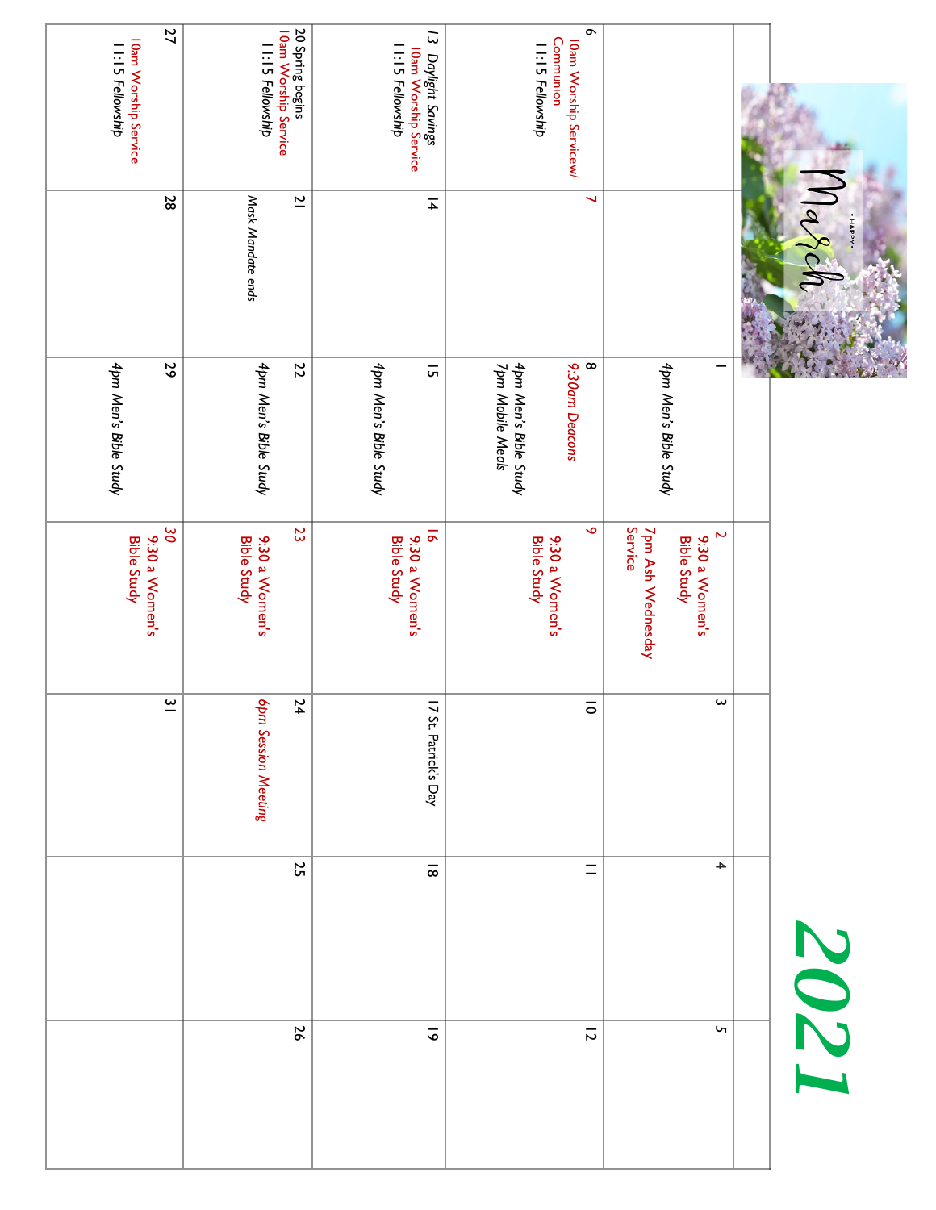# March 2021

| | | | | | | |
|---|---|---|---|---|---|---|
| | | 1<br>4pm Men's Bible Study | 2<br>9:30 a Women's Bible Study<br>7pm Ash Wednesday Service | 3 | 4 | 5 |
| 6<br>10am Worship Servicew/ Communion<br>11:15 Fellowship | 7 | 8<br>9:30am Deacons<br>4pm Men's Bible Study<br>7pm Mobile Meals | 9<br>9:30 a Women's Bible Study | 10 | 11 | 12 |
| 13 Daylight Savings<br>10am Worship Service<br>11:15 Fellowship | 14 | 15<br>4pm Men's Bible Study | 16<br>9:30 a Women's Bible Study | 17 St. Patrick's Day | 18 | 19 |
| 20 Spring begins<br>10am Worship Service<br>11:15 Fellowship | 21<br>Mask Mandate ends | 22<br>4pm Men's Bible Study | 23<br>9:30 a Women's Bible Study | 24<br>6pm Session Meeting | 25 | 26 |
| 27<br>10am Worship Service<br>11:15 Fellowship | 28 | 29<br>4pm Men's Bible Study | 30<br>9:30 a Women's Bible Study | 31 | | |